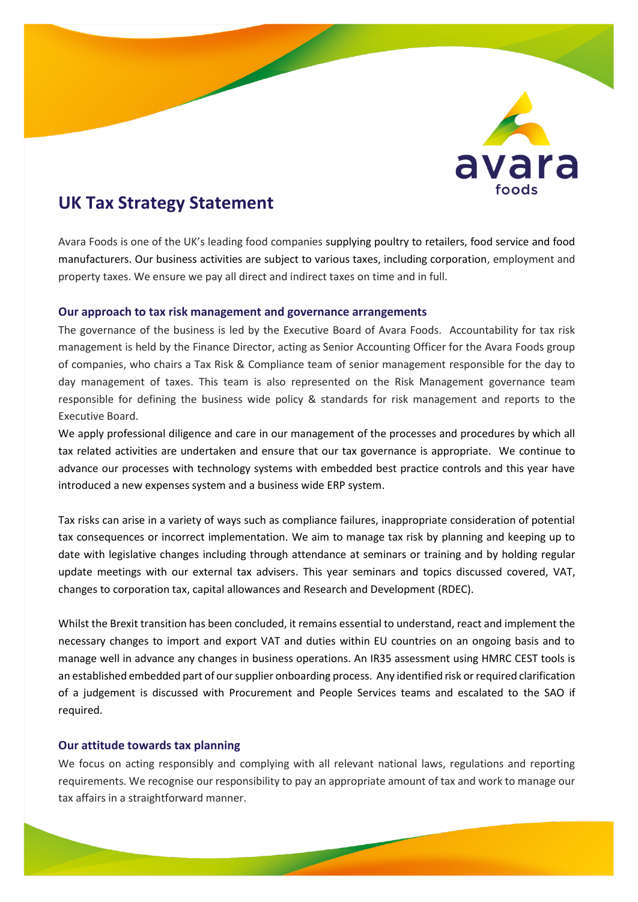# UK Tax Strategy Statement

Avara Foods is one of the UK's leading food companies supplying poultry to retailers, food service and food manufacturers. Our business activities are subject to various taxes, including corporation, employment and property taxes. We ensure we pay all direct and indirect taxes on time and in full.

### Our approach to tax risk management and governance arrangements

The governance of the business is led by the Executive Board of Avara Foods. Accountability for tax risk management is held by the Finance Director, acting as Senior Accounting Officer for the Avara Foods group of companies, who chairs a Tax Risk & Compliance team of senior management responsible for the day to day management of taxes. This team is also represented on the Risk Management governance team responsible for defining the business wide policy & standards for risk management and reports to the Executive Board.

We apply professional diligence and care in our management of the processes and procedures by which all tax related activities are undertaken and ensure that our tax governance is appropriate. We continue to advance our processes with technology systems with embedded best practice controls and this year have introduced a new expenses system and a business wide ERP system.

Tax risks can arise in a variety of ways such as compliance failures, inappropriate consideration of potential tax consequences or incorrect implementation. We aim to manage tax risk by planning and keeping up to date with legislative changes including through attendance at seminars or training and by holding regular update meetings with our external tax advisers. This year seminars and topics discussed covered, VAT, changes to corporation tax, capital allowances and Research and Development (RDEC).

Whilst the Brexit transition has been concluded, it remains essential to understand, react and implement the necessary changes to import and export VAT and duties within EU countries on an ongoing basis and to manage well in advance any changes in business operations. An IR35 assessment using HMRC CEST tools is an established embedded part of our supplier onboarding process. Any identified risk or required clarification of a judgement is discussed with Procurement and People Services teams and escalated to the SAO if required.

### Our attitude towards tax planning

We focus on acting responsibly and complying with all relevant national laws, regulations and reporting requirements. We recognise our responsibility to pay an appropriate amount of tax and work to manage our tax affairs in a straightforward manner.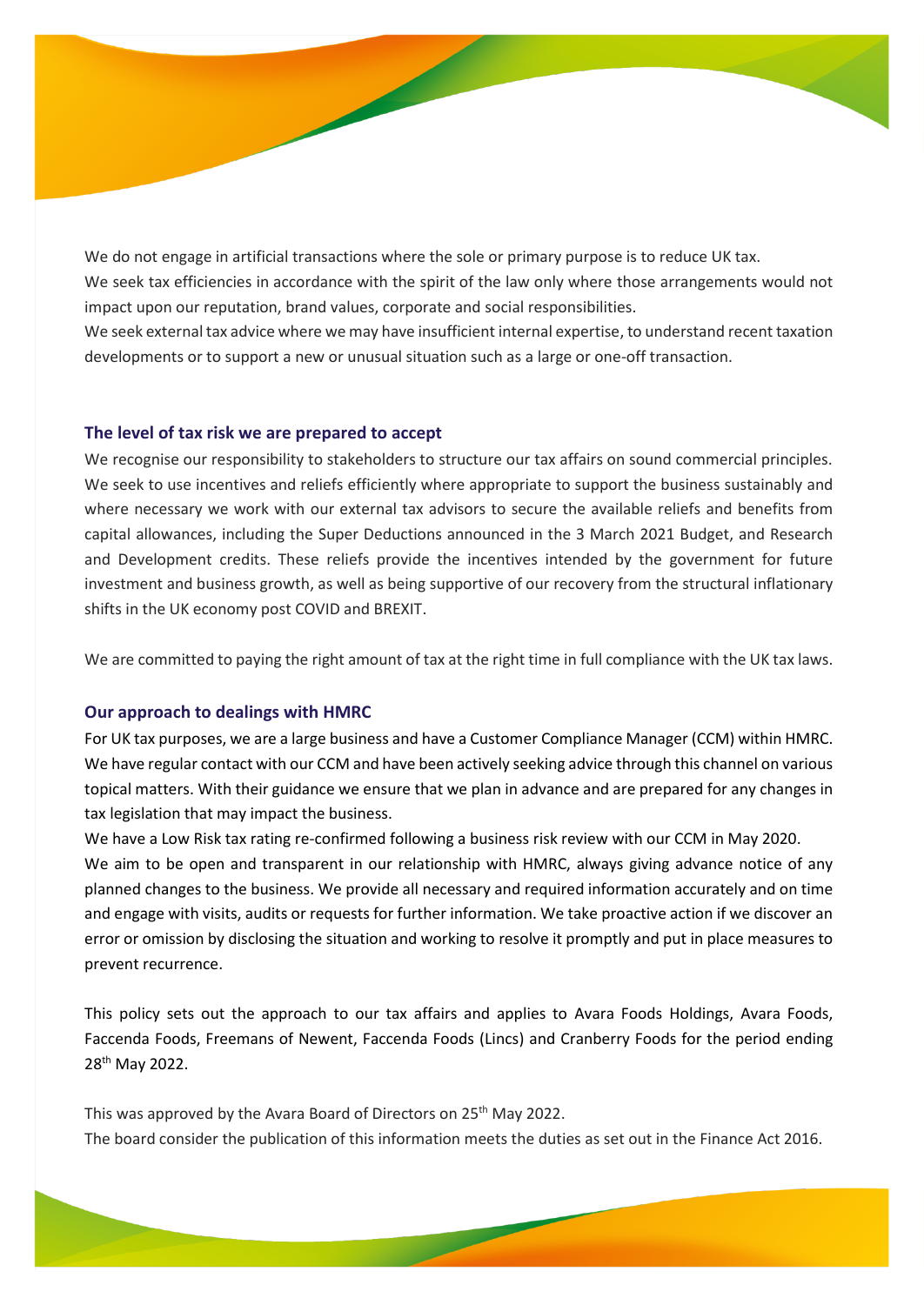We do not engage in artificial transactions where the sole or primary purpose is to reduce UK tax.
We seek tax efficiencies in accordance with the spirit of the law only where those arrangements would not impact upon our reputation, brand values, corporate and social responsibilities.
We seek external tax advice where we may have insufficient internal expertise, to understand recent taxation developments or to support a new or unusual situation such as a large or one-off transaction.

## The level of tax risk we are prepared to accept

We recognise our responsibility to stakeholders to structure our tax affairs on sound commercial principles. We seek to use incentives and reliefs efficiently where appropriate to support the business sustainably and where necessary we work with our external tax advisors to secure the available reliefs and benefits from capital allowances, including the Super Deductions announced in the 3 March 2021 Budget, and Research and Development credits. These reliefs provide the incentives intended by the government for future investment and business growth, as well as being supportive of our recovery from the structural inflationary shifts in the UK economy post COVID and BREXIT.

We are committed to paying the right amount of tax at the right time in full compliance with the UK tax laws.

## Our approach to dealings with HMRC

For UK tax purposes, we are a large business and have a Customer Compliance Manager (CCM) within HMRC. We have regular contact with our CCM and have been actively seeking advice through this channel on various topical matters. With their guidance we ensure that we plan in advance and are prepared for any changes in tax legislation that may impact the business.
We have a Low Risk tax rating re-confirmed following a business risk review with our CCM in May 2020.
We aim to be open and transparent in our relationship with HMRC, always giving advance notice of any planned changes to the business. We provide all necessary and required information accurately and on time and engage with visits, audits or requests for further information. We take proactive action if we discover an error or omission by disclosing the situation and working to resolve it promptly and put in place measures to prevent recurrence.

This policy sets out the approach to our tax affairs and applies to Avara Foods Holdings, Avara Foods, Faccenda Foods, Freemans of Newent, Faccenda Foods (Lincs) and Cranberry Foods for the period ending 28th May 2022.

This was approved by the Avara Board of Directors on 25th May 2022.
The board consider the publication of this information meets the duties as set out in the Finance Act 2016.